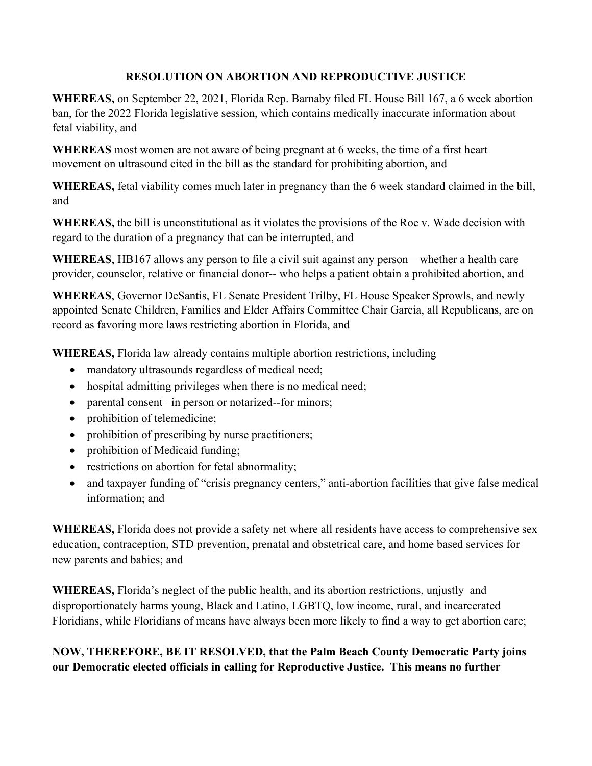**RESOLUTION ON ABORTION AND REPRODUCTIVE JUSTICE**

**WHEREAS,** on September 22, 2021, Florida Rep. Barnaby filed FL House Bill 167, a 6 week abortion ban, for the 2022 Florida legislative session, which contains medically inaccurate information about fetal viability, and

**WHEREAS** most women are not aware of being pregnant at 6 weeks, the time of a first heart movement on ultrasound cited in the bill as the standard for prohibiting abortion, and

**WHEREAS,** fetal viability comes much later in pregnancy than the 6 week standard claimed in the bill, and

**WHEREAS,** the bill is unconstitutional as it violates the provisions of the Roe v. Wade decision with regard to the duration of a pregnancy that can be interrupted, and

**WHEREAS**, HB167 allows <u>any</u> person to file a civil suit against <u>any</u> person—whether a health care provider, counselor, relative or financial donor-- who helps a patient obtain a prohibited abortion, and

**WHEREAS**, Governor DeSantis, FL Senate President Trilby, FL House Speaker Sprowls, and newly appointed Senate Children, Families and Elder Affairs Committee Chair Garcia, all Republicans, are on record as favoring more laws restricting abortion in Florida, and

**WHEREAS,** Florida law already contains multiple abortion restrictions, including

- mandatory ultrasounds regardless of medical need;
- hospital admitting privileges when there is no medical need;
- parental consent –in person or notarized--for minors;
- prohibition of telemedicine;
- prohibition of prescribing by nurse practitioners;
- prohibition of Medicaid funding;
- restrictions on abortion for fetal abnormality;
- and taxpayer funding of "crisis pregnancy centers," anti-abortion facilities that give false medical information; and

**WHEREAS,** Florida does not provide a safety net where all residents have access to comprehensive sex education, contraception, STD prevention, prenatal and obstetrical care, and home based services for new parents and babies; and

**WHEREAS,** Florida's neglect of the public health, and its abortion restrictions, unjustly and disproportionately harms young, Black and Latino, LGBTQ, low income, rural, and incarcerated Floridians, while Floridians of means have always been more likely to find a way to get abortion care;

**NOW, THEREFORE, BE IT RESOLVED, that the Palm Beach County Democratic Party joins our Democratic elected officials in calling for Reproductive Justice. This means no further**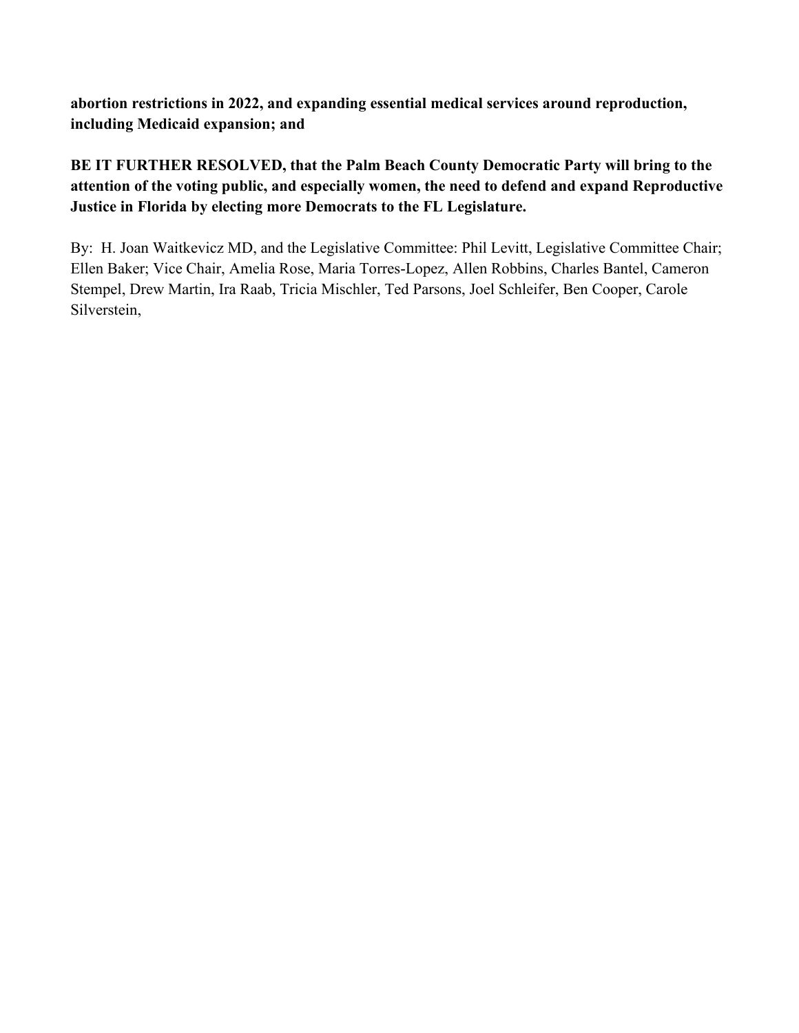**abortion restrictions in 2022, and expanding essential medical services around reproduction, including Medicaid expansion; and**

**BE IT FURTHER RESOLVED, that the Palm Beach County Democratic Party will bring to the attention of the voting public, and especially women, the need to defend and expand Reproductive Justice in Florida by electing more Democrats to the FL Legislature.**

By: H. Joan Waitkevicz MD, and the Legislative Committee: Phil Levitt, Legislative Committee Chair; Ellen Baker; Vice Chair, Amelia Rose, Maria Torres-Lopez, Allen Robbins, Charles Bantel, Cameron Stempel, Drew Martin, Ira Raab, Tricia Mischler, Ted Parsons, Joel Schleifer, Ben Cooper, Carole Silverstein,